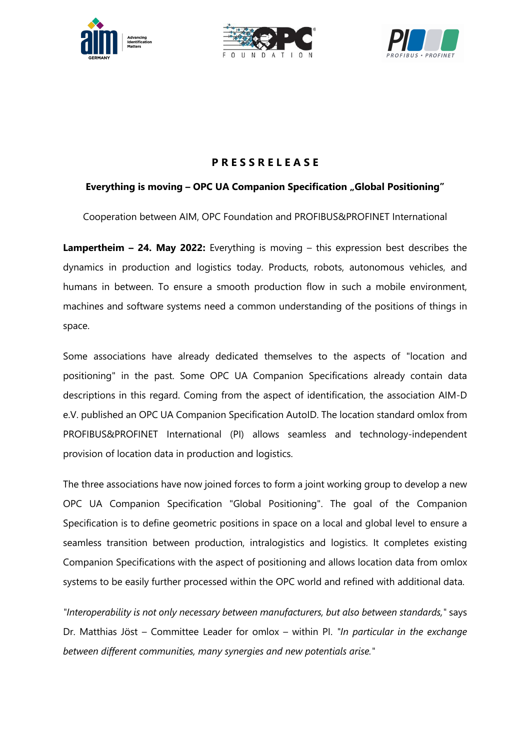# PRESSRELEASE

## Everything is moving – OPC UA Companion Specification „Global Positioning"

Cooperation between AIM, OPC Foundation and PROFIBUS&PROFINET International

**Lampertheim – 24. May 2022:** Everything is moving – this expression best describes the dynamics in production and logistics today. Products, robots, autonomous vehicles, and humans in between. To ensure a smooth production flow in such a mobile environment, machines and software systems need a common understanding of the positions of things in space.

Some associations have already dedicated themselves to the aspects of "location and positioning" in the past. Some OPC UA Companion Specifications already contain data descriptions in this regard. Coming from the aspect of identification, the association AIM-D e.V. published an OPC UA Companion Specification AutoID. The location standard omlox from PROFIBUS&PROFINET International (PI) allows seamless and technology-independent provision of location data in production and logistics.

The three associations have now joined forces to form a joint working group to develop a new OPC UA Companion Specification "Global Positioning". The goal of the Companion Specification is to define geometric positions in space on a local and global level to ensure a seamless transition between production, intralogistics and logistics. It completes existing Companion Specifications with the aspect of positioning and allows location data from omlox systems to be easily further processed within the OPC world and refined with additional data.

"*Interoperability is not only necessary between manufacturers, but also between standards,*" says Dr. Matthias Jöst – Committee Leader for omlox – within PI. "*In particular in the exchange between different communities, many synergies and new potentials arise.*"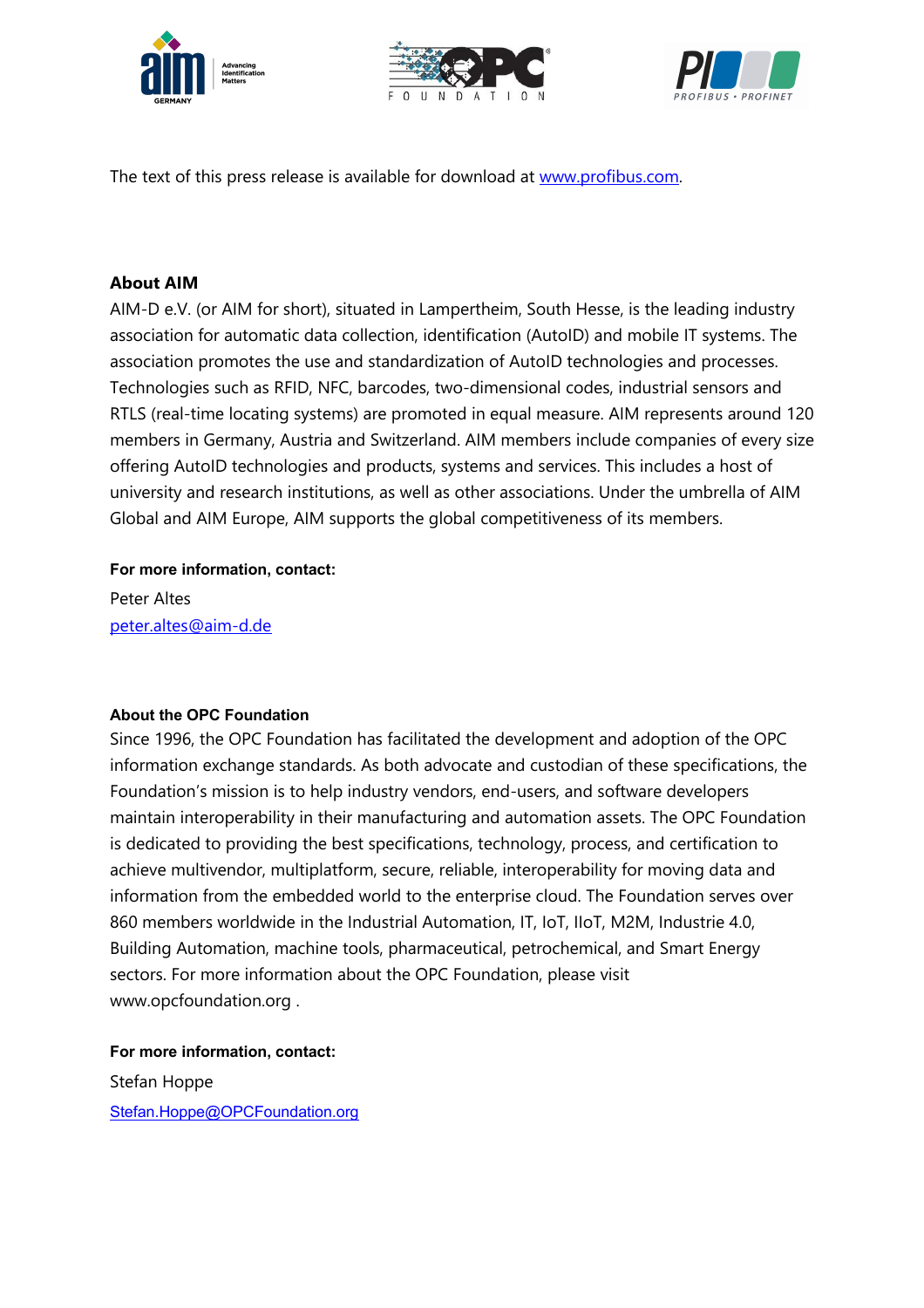The text of this press release is available for download at [www.profibus.com](http://www.profibus.com).

**About AIM**

AIM-D e.V. (or AIM for short), situated in Lampertheim, South Hesse, is the leading industry association for automatic data collection, identification (AutoID) and mobile IT systems. The association promotes the use and standardization of AutoID technologies and processes. Technologies such as RFID, NFC, barcodes, two-dimensional codes, industrial sensors and RTLS (real-time locating systems) are promoted in equal measure. AIM represents around 120 members in Germany, Austria and Switzerland. AIM members include companies of every size offering AutoID technologies and products, systems and services. This includes a host of university and research institutions, as well as other associations. Under the umbrella of AIM Global and AIM Europe, AIM supports the global competitiveness of its members.

**For more information, contact:**

Peter Altes
[peter.altes@aim-d.de](mailto:peter.altes@aim-d.de)

**About the OPC Foundation**

Since 1996, the OPC Foundation has facilitated the development and adoption of the OPC information exchange standards. As both advocate and custodian of these specifications, the Foundation's mission is to help industry vendors, end-users, and software developers maintain interoperability in their manufacturing and automation assets. The OPC Foundation is dedicated to providing the best specifications, technology, process, and certification to achieve multivendor, multiplatform, secure, reliable, interoperability for moving data and information from the embedded world to the enterprise cloud. The Foundation serves over 860 members worldwide in the Industrial Automation, IT, IoT, IIoT, M2M, Industrie 4.0, Building Automation, machine tools, pharmaceutical, petrochemical, and Smart Energy sectors. For more information about the OPC Foundation, please visit www.opcfoundation.org .

**For more information, contact:**

Stefan Hoppe
[Stefan.Hoppe@OPCFoundation.org](mailto:Stefan.Hoppe@OPCFoundation.org)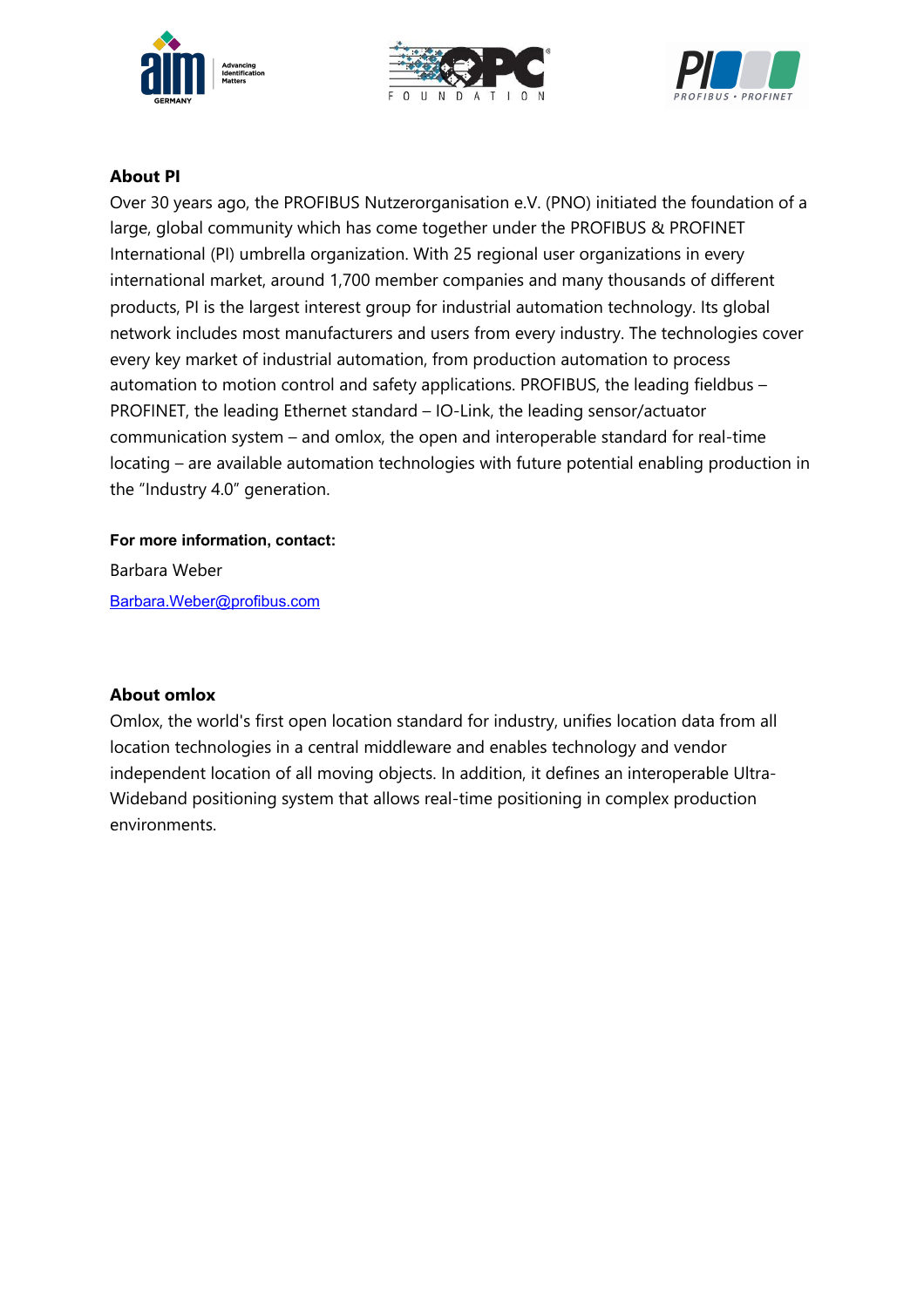**About PI**

Over 30 years ago, the PROFIBUS Nutzerorganisation e.V. (PNO) initiated the foundation of a large, global community which has come together under the PROFIBUS & PROFINET International (PI) umbrella organization. With 25 regional user organizations in every international market, around 1,700 member companies and many thousands of different products, PI is the largest interest group for industrial automation technology. Its global network includes most manufacturers and users from every industry. The technologies cover every key market of industrial automation, from production automation to process automation to motion control and safety applications. PROFIBUS, the leading fieldbus – PROFINET, the leading Ethernet standard – IO-Link, the leading sensor/actuator communication system – and omlox, the open and interoperable standard for real-time locating – are available automation technologies with future potential enabling production in the "Industry 4.0" generation.

**For more information, contact:**

Barbara Weber

Barbara.Weber@profibus.com

**About omlox**

Omlox, the world's first open location standard for industry, unifies location data from all location technologies in a central middleware and enables technology and vendor independent location of all moving objects. In addition, it defines an interoperable Ultra-Wideband positioning system that allows real-time positioning in complex production environments.